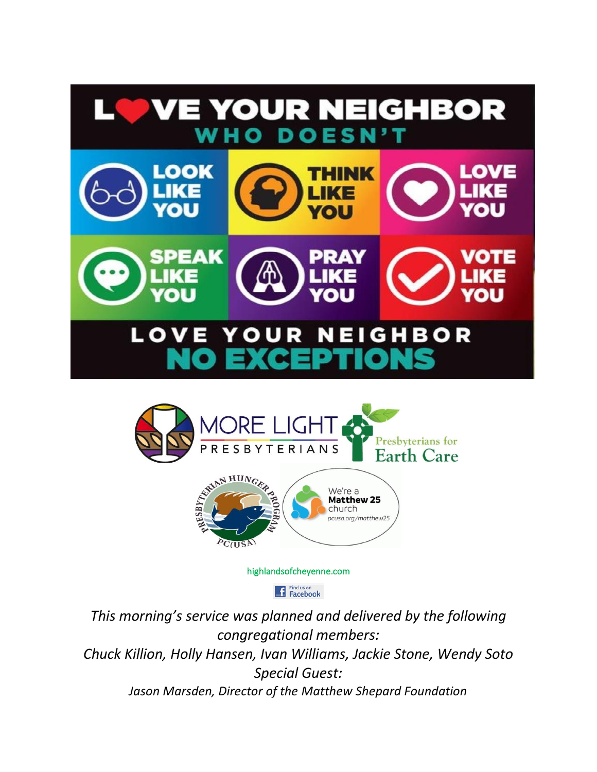# LOVE YOUR NEIGHBOR

## WHO DOESN'T

LOOK LIKE YOU

THINK LIKE YOU

LOVE LIKE YOU

SPEAK LIKE YOU

PRAY LIKE YOU

VOTE LIKE YOU

## LOVE YOUR NEIGHBOR

## NO EXCEPTIONS

MORE LIGHT PRESBYTERIANS

Presbyterians for Earth Care

PRESBYTERIAN HUNGER PROGRAM PC(USA)

We're a **Matthew 25** church pcusa.org/matthew25

highlandsofcheyenne.com

Find us on Facebook

*This morning's service was planned and delivered by the following congregational members:*

*Chuck Killion, Holly Hansen, Ivan Williams, Jackie Stone, Wendy Soto*

*Special Guest:*

*Jason Marsden, Director of the Matthew Shepard Foundation*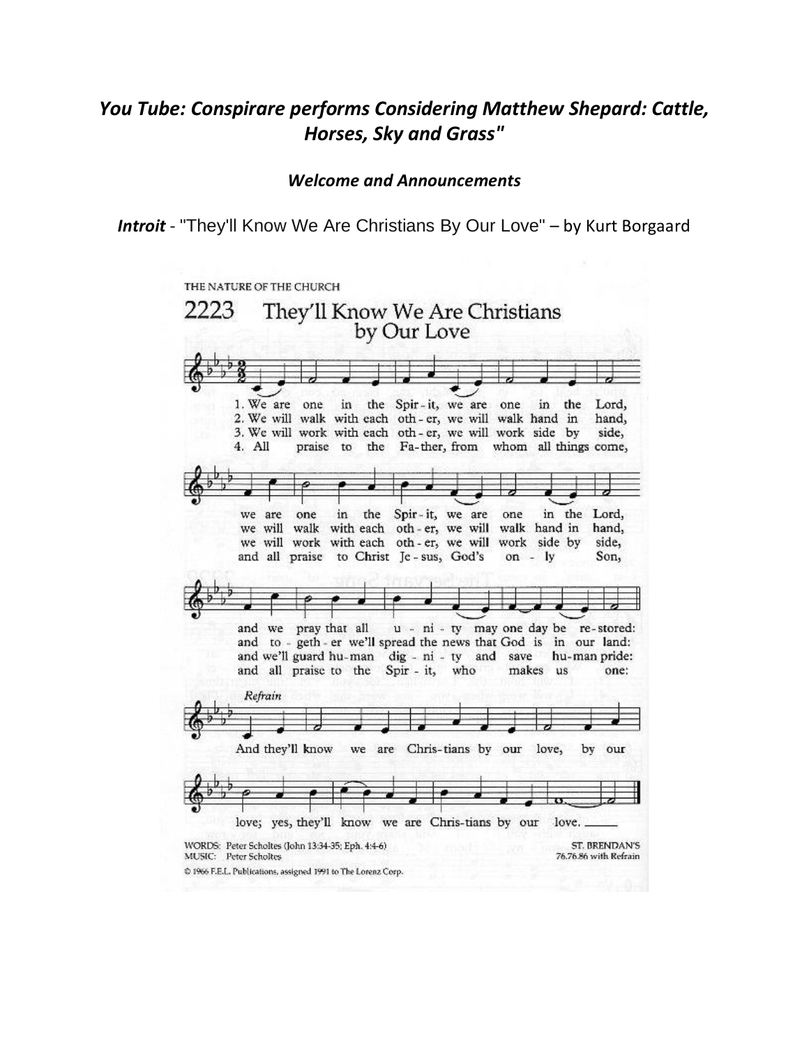## *You Tube: Conspirare performs Considering Matthew Shepard: Cattle, Horses, Sky and Grass"*

### *Welcome and Announcements*

***Introit*** - "They'll Know We Are Christians By Our Love" – by Kurt Borgaard

THE NATURE OF THE CHURCH

2223 They'll Know We Are Christians by Our Love

1. We are one in the Spir-it, we are one in the Lord, we are one in the Spir-it, we are one in the Lord, and we pray that all u-ni-ty may one day be re-stored:
2. We will walk with each oth-er, we will walk hand in hand, we will walk with each oth-er, we will walk hand in hand, and to-geth-er we'll spread the news that God is in our land:
3. We will work with each oth-er, we will work side by side, we will work with each oth-er, we will work side by side, and we'll guard hu-man dig-ni-ty and save hu-man pride:
4. All praise to the Fa-ther, from whom all things come, and all praise to Christ Je-sus, God's on-ly Son, and all praise to the Spir-it, who makes us one:

*Refrain*

And they'll know we are Chris-tians by our love, by our love; yes, they'll know we are Chris-tians by our love.

WORDS: Peter Scholtes (John 13:34-35; Eph. 4:4-6)
MUSIC: Peter Scholtes

ST. BRENDAN'S
76.76.86 with Refrain

© 1966 F.E.L. Publications, assigned 1991 to The Lorenz Corp.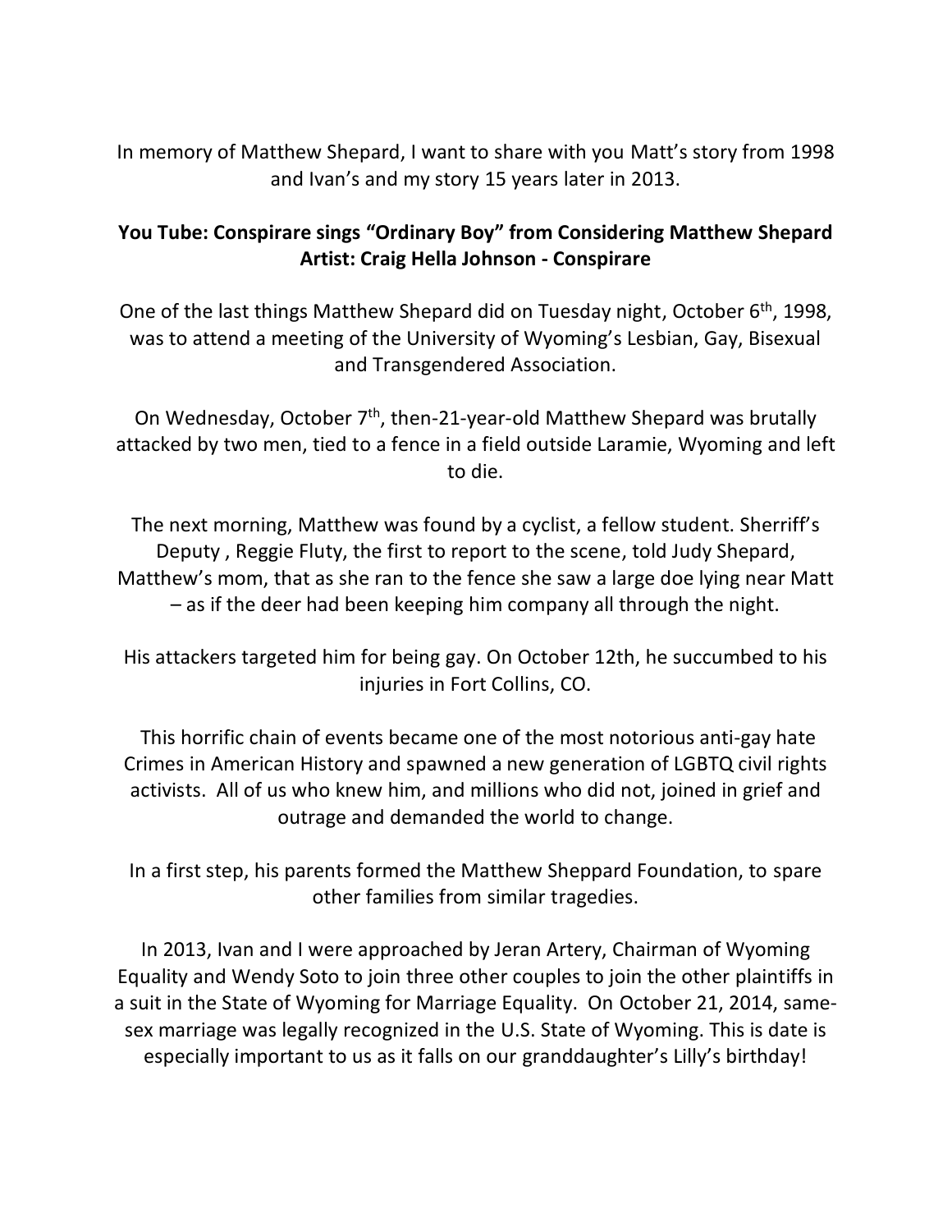In memory of Matthew Shepard, I want to share with you Matt's story from 1998 and Ivan's and my story 15 years later in 2013.

**You Tube: Conspirare sings "Ordinary Boy" from Considering Matthew Shepard Artist: Craig Hella Johnson - Conspirare**

One of the last things Matthew Shepard did on Tuesday night, October 6th, 1998, was to attend a meeting of the University of Wyoming's Lesbian, Gay, Bisexual and Transgendered Association.

On Wednesday, October 7th, then-21-year-old Matthew Shepard was brutally attacked by two men, tied to a fence in a field outside Laramie, Wyoming and left to die.

The next morning, Matthew was found by a cyclist, a fellow student. Sherriff's Deputy , Reggie Fluty, the first to report to the scene, told Judy Shepard, Matthew's mom, that as she ran to the fence she saw a large doe lying near Matt – as if the deer had been keeping him company all through the night.

His attackers targeted him for being gay. On October 12th, he succumbed to his injuries in Fort Collins, CO.

This horrific chain of events became one of the most notorious anti-gay hate Crimes in American History and spawned a new generation of LGBTQ civil rights activists. All of us who knew him, and millions who did not, joined in grief and outrage and demanded the world to change.

In a first step, his parents formed the Matthew Sheppard Foundation, to spare other families from similar tragedies.

In 2013, Ivan and I were approached by Jeran Artery, Chairman of Wyoming Equality and Wendy Soto to join three other couples to join the other plaintiffs in a suit in the State of Wyoming for Marriage Equality. On October 21, 2014, same-sex marriage was legally recognized in the U.S. State of Wyoming. This is date is especially important to us as it falls on our granddaughter's Lilly's birthday!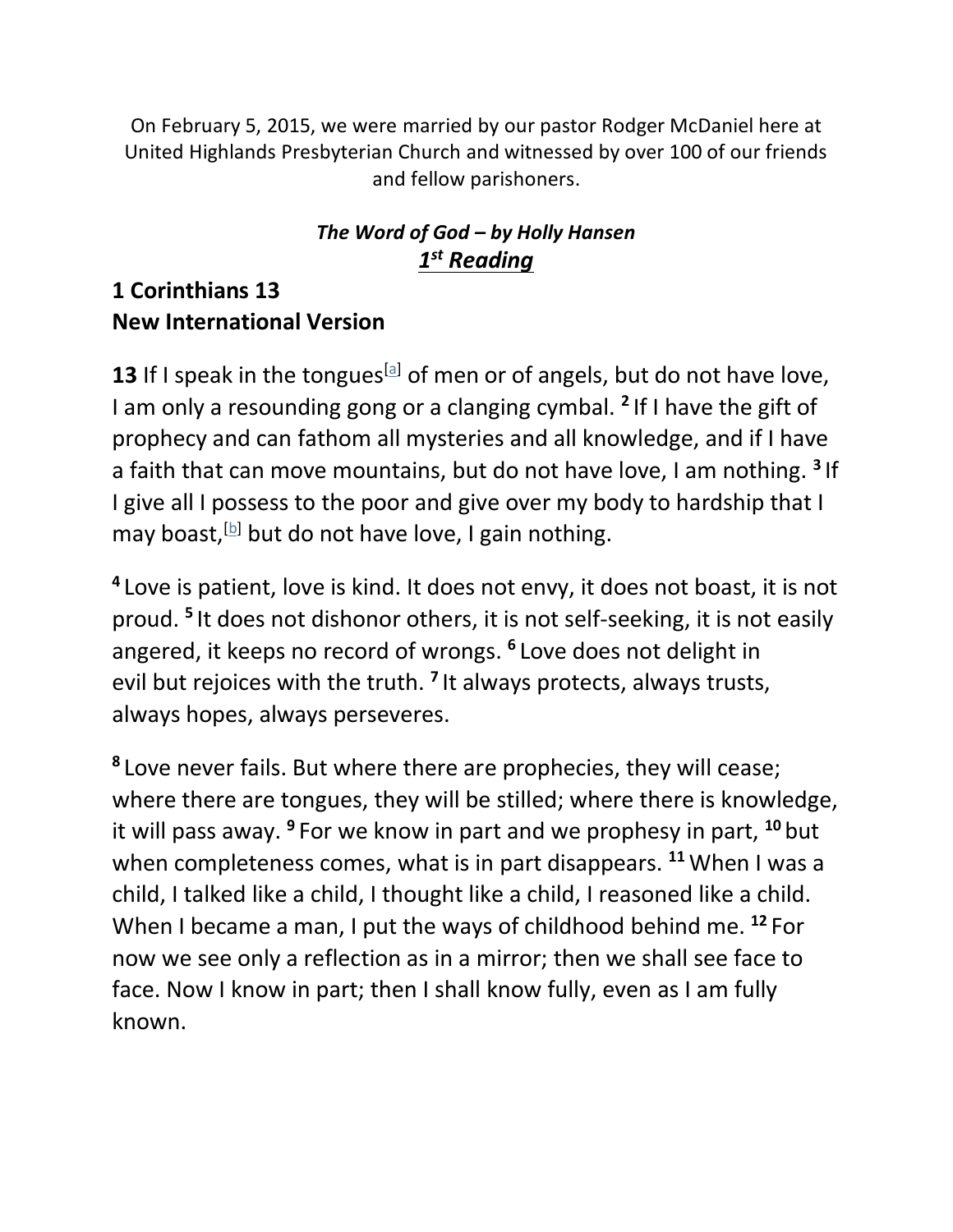On February 5, 2015, we were married by our pastor Rodger McDaniel here at United Highlands Presbyterian Church and witnessed by over 100 of our friends and fellow parishoners.

***The Word of God – by Holly Hansen***

***1st Reading***

## 1 Corinthians 13
## New International Version

**13** If I speak in the tongues[a] of men or of angels, but do not have love, I am only a resounding gong or a clanging cymbal. **2** If I have the gift of prophecy and can fathom all mysteries and all knowledge, and if I have a faith that can move mountains, but do not have love, I am nothing. **3** If I give all I possess to the poor and give over my body to hardship that I may boast,[b] but do not have love, I gain nothing.

**4** Love is patient, love is kind. It does not envy, it does not boast, it is not proud. **5** It does not dishonor others, it is not self-seeking, it is not easily angered, it keeps no record of wrongs. **6** Love does not delight in evil but rejoices with the truth. **7** It always protects, always trusts, always hopes, always perseveres.

**8** Love never fails. But where there are prophecies, they will cease; where there are tongues, they will be stilled; where there is knowledge, it will pass away. **9** For we know in part and we prophesy in part, **10** but when completeness comes, what is in part disappears. **11** When I was a child, I talked like a child, I thought like a child, I reasoned like a child. When I became a man, I put the ways of childhood behind me. **12** For now we see only a reflection as in a mirror; then we shall see face to face. Now I know in part; then I shall know fully, even as I am fully known.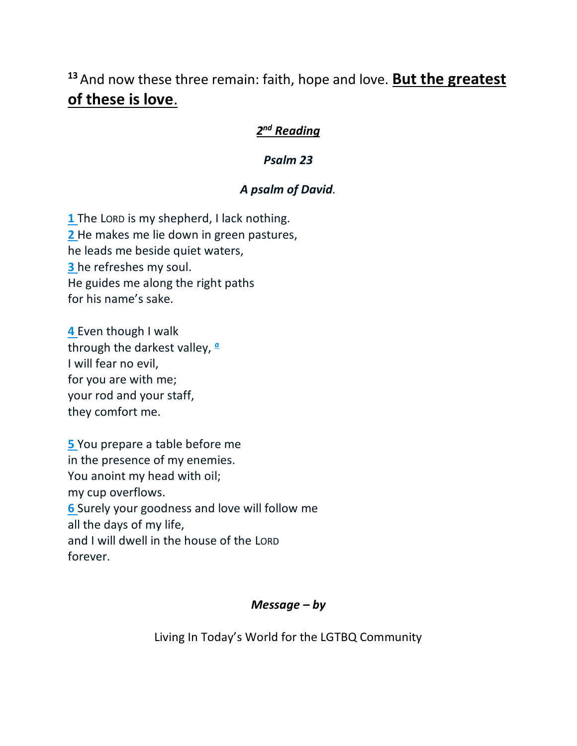[13] And now these three remain: faith, hope and love. **But the greatest of these is love.**

***2nd Reading***

***Psalm 23***

***A psalm of David.***

1 The LORD is my shepherd, I lack nothing.
2 He makes me lie down in green pastures,
he leads me beside quiet waters,
3 he refreshes my soul.
He guides me along the right paths
for his name's sake.

4 Even though I walk
through the darkest valley, [a]
I will fear no evil,
for you are with me;
your rod and your staff,
they comfort me.

5 You prepare a table before me
in the presence of my enemies.
You anoint my head with oil;
my cup overflows.
6 Surely your goodness and love will follow me
all the days of my life,
and I will dwell in the house of the LORD
forever.

***Message – by***

Living In Today's World for the LGTBQ Community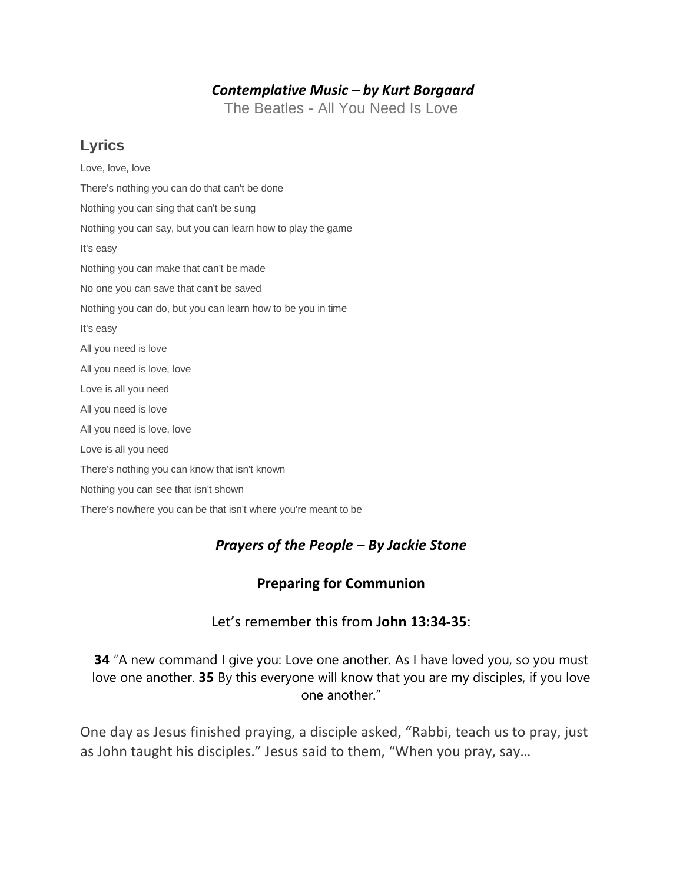### ***Contemplative Music – by Kurt Borgaard***

The Beatles - All You Need Is Love

## Lyrics

Love, love, love

There's nothing you can do that can't be done

Nothing you can sing that can't be sung

Nothing you can say, but you can learn how to play the game

It's easy

Nothing you can make that can't be made

No one you can save that can't be saved

Nothing you can do, but you can learn how to be you in time

It's easy

All you need is love

All you need is love, love

Love is all you need

All you need is love

All you need is love, love

Love is all you need

There's nothing you can know that isn't known

Nothing you can see that isn't shown

There's nowhere you can be that isn't where you're meant to be

### ***Prayers of the People – By Jackie Stone***

### **Preparing for Communion**

Let's remember this from **John 13:34-35**:

**34** "A new command I give you: Love one another. As I have loved you, so you must love one another. **35** By this everyone will know that you are my disciples, if you love one another."

One day as Jesus finished praying, a disciple asked, "Rabbi, teach us to pray, just as John taught his disciples." Jesus said to them, "When you pray, say…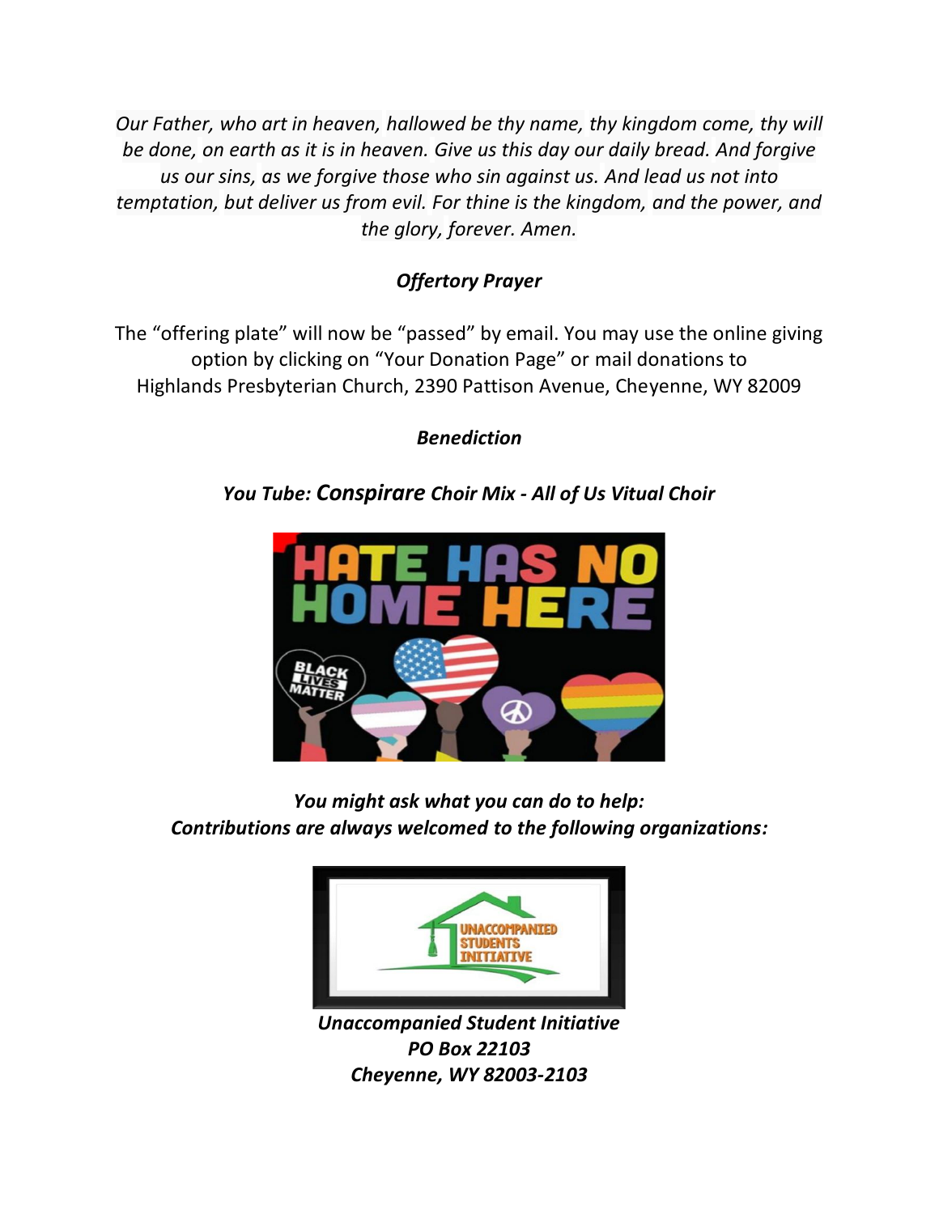*Our Father, who art in heaven, hallowed be thy name, thy kingdom come, thy will be done, on earth as it is in heaven. Give us this day our daily bread. And forgive us our sins, as we forgive those who sin against us. And lead us not into temptation, but deliver us from evil. For thine is the kingdom, and the power, and the glory, forever. Amen.*

***Offertory Prayer***

The "offering plate" will now be "passed" by email. You may use the online giving option by clicking on "Your Donation Page" or mail donations to Highlands Presbyterian Church, 2390 Pattison Avenue, Cheyenne, WY 82009

***Benediction***

***You Tube: Conspirare Choir Mix - All of Us Vitual Choir***

***You might ask what you can do to help:***
***Contributions are always welcomed to the following organizations:***

***Unaccompanied Student Initiative***
***PO Box 22103***
***Cheyenne, WY 82003-2103***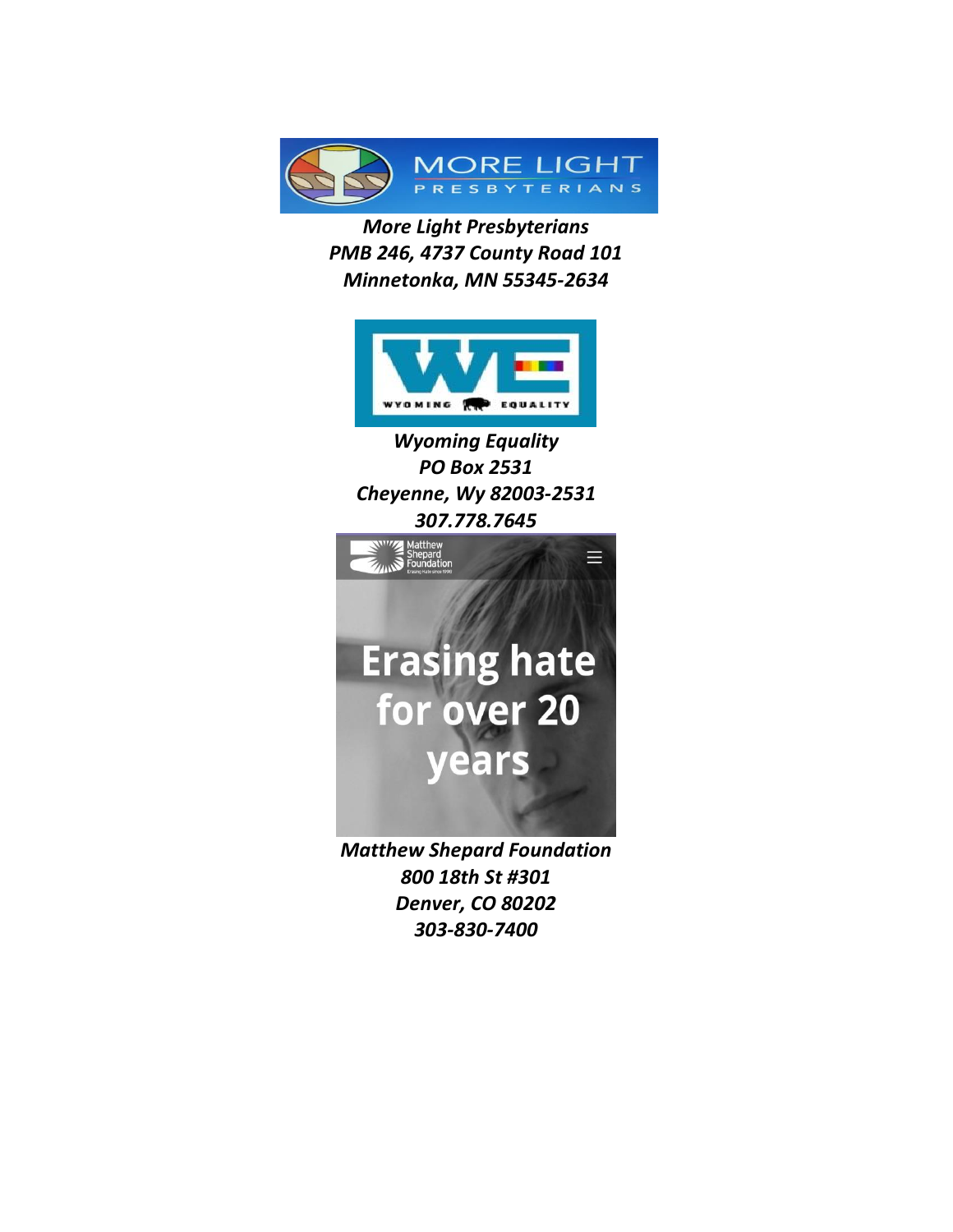*More Light Presbyterians*
*PMB 246, 4737 County Road 101*
*Minnetonka, MN 55345-2634*

*Wyoming Equality*
*PO Box 2531*
*Cheyenne, Wy 82003-2531*
*307.778.7645*

*Matthew Shepard Foundation*
*800 18th St #301*
*Denver, CO 80202*
*303-830-7400*